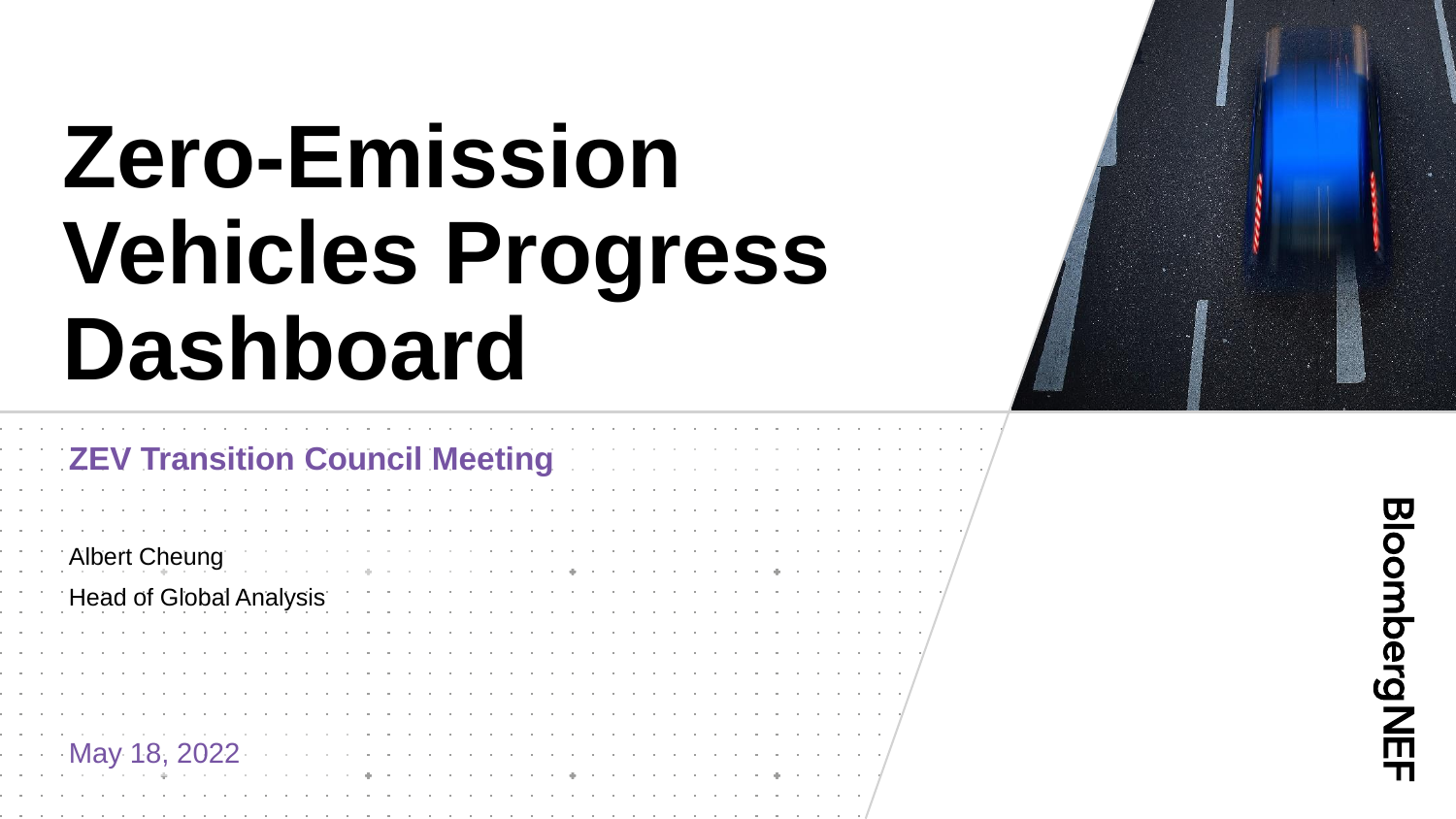# Zero-Emission Vehicles Progress Dashboard

## ZEV Transition Council Meeting

Albert Cheung

Head of Global Analysis

May 18, 2022

BloombergNEF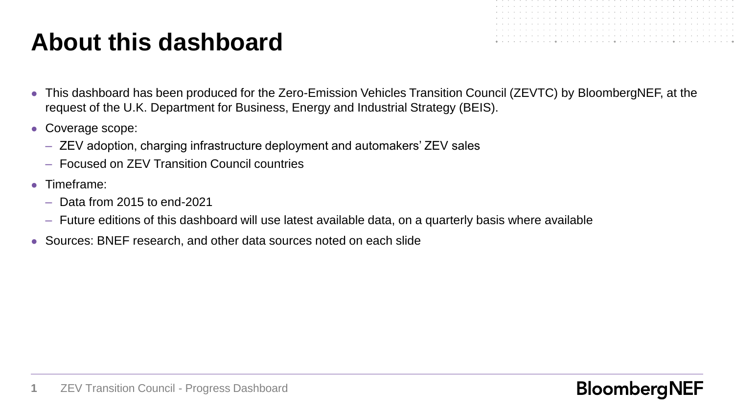# About this dashboard

- This dashboard has been produced for the Zero-Emission Vehicles Transition Council (ZEVTC) by BloombergNEF, at the request of the U.K. Department for Business, Energy and Industrial Strategy (BEIS).
- Coverage scope:
  - ZEV adoption, charging infrastructure deployment and automakers' ZEV sales
  - Focused on ZEV Transition Council countries
- Timeframe:
  - Data from 2015 to end-2021
  - Future editions of this dashboard will use latest available data, on a quarterly basis where available
- Sources: BNEF research, and other data sources noted on each slide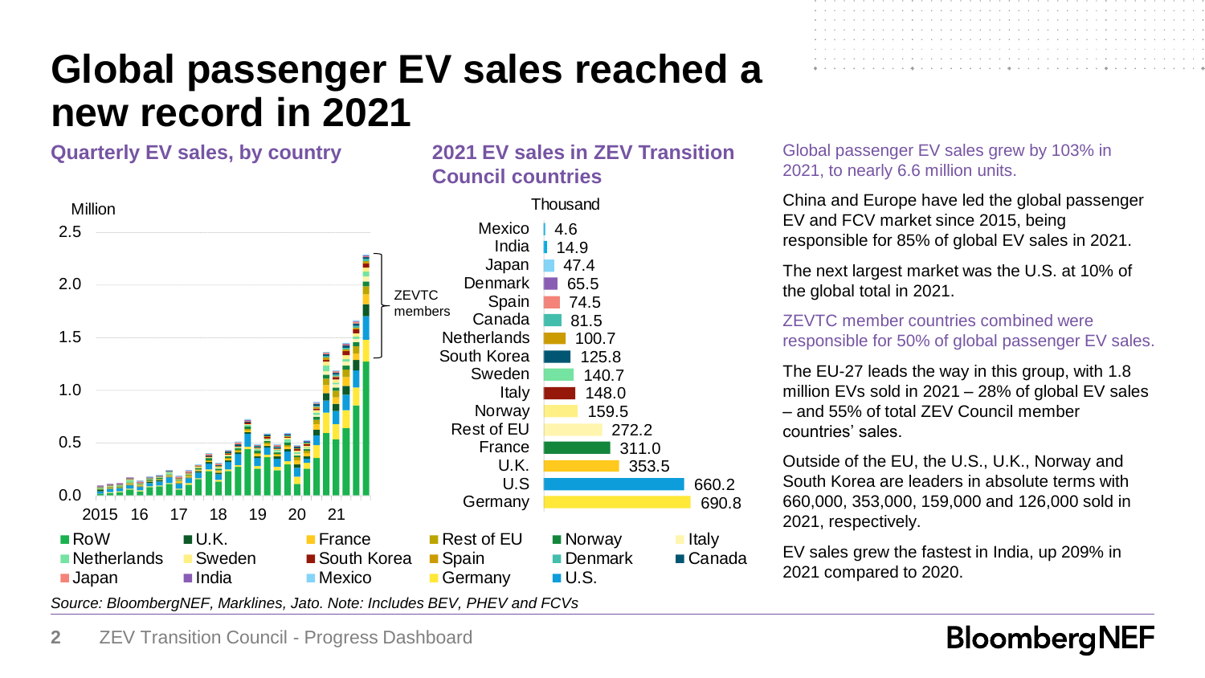# Global passenger EV sales reached a new record in 2021

## Quarterly EV sales, by country

Million

2.5, 2.0, 1.5, 1.0, 0.5, 0.0

2015 16 17 18 19 20 21

ZEVTC members

RoW, U.K., France, Rest of EU, Norway, Italy, Netherlands, Sweden, South Korea, Spain, Denmark, Canada, Japan, India, Mexico, Germany, U.S.

## 2021 EV sales in ZEV Transition Council countries

Thousand

| Country | Sales |
|---|---|
| Mexico | 4.6 |
| India | 14.9 |
| Japan | 47.4 |
| Denmark | 65.5 |
| Spain | 74.5 |
| Canada | 81.5 |
| Netherlands | 100.7 |
| South Korea | 125.8 |
| Sweden | 140.7 |
| Italy | 148.0 |
| Norway | 159.5 |
| Rest of EU | 272.2 |
| France | 311.0 |
| U.K. | 353.5 |
| U.S | 660.2 |
| Germany | 690.8 |

*Source: BloombergNEF, Marklines, Jato. Note: Includes BEV, PHEV and FCVs*

Global passenger EV sales grew by 103% in 2021, to nearly 6.6 million units.

China and Europe have led the global passenger EV and FCV market since 2015, being responsible for 85% of global EV sales in 2021.

The next largest market was the U.S. at 10% of the global total in 2021.

ZEVTC member countries combined were responsible for 50% of global passenger EV sales.

The EU-27 leads the way in this group, with 1.8 million EVs sold in 2021 – 28% of global EV sales – and 55% of total ZEV Council member countries' sales.

Outside of the EU, the U.S., U.K., Norway and South Korea are leaders in absolute terms with 660,000, 353,000, 159,000 and 126,000 sold in 2021, respectively.

EV sales grew the fastest in India, up 209% in 2021 compared to 2020.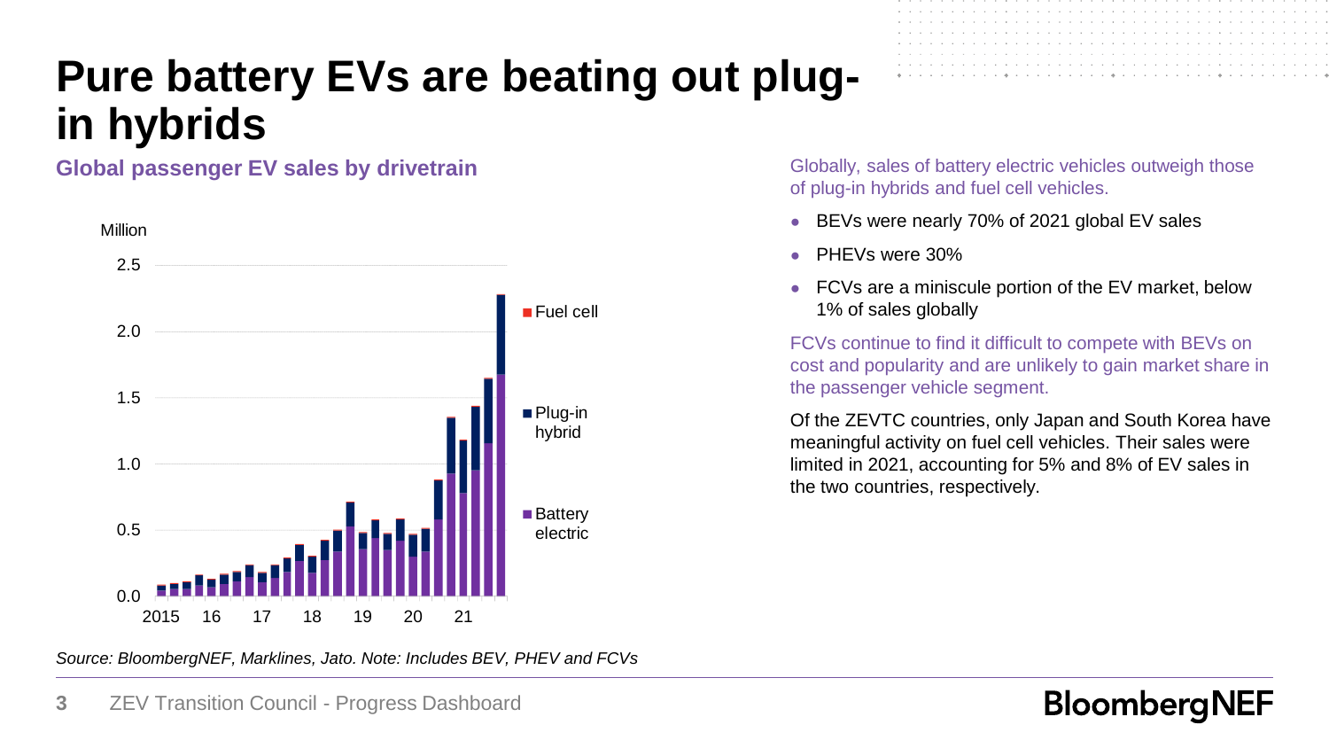# Pure battery EVs are beating out plug-in hybrids

## Global passenger EV sales by drivetrain

Million

2.5
2.0
1.5
1.0
0.5
0.0

2015 16 17 18 19 20 21

Fuel cell
Plug-in hybrid
Battery electric

*Source: BloombergNEF, Marklines, Jato. Note: Includes BEV, PHEV and FCVs*

Globally, sales of battery electric vehicles outweigh those of plug-in hybrids and fuel cell vehicles.

- BEVs were nearly 70% of 2021 global EV sales
- PHEVs were 30%
- FCVs are a miniscule portion of the EV market, below 1% of sales globally

FCVs continue to find it difficult to compete with BEVs on cost and popularity and are unlikely to gain market share in the passenger vehicle segment.

Of the ZEVTC countries, only Japan and South Korea have meaningful activity on fuel cell vehicles. Their sales were limited in 2021, accounting for 5% and 8% of EV sales in the two countries, respectively.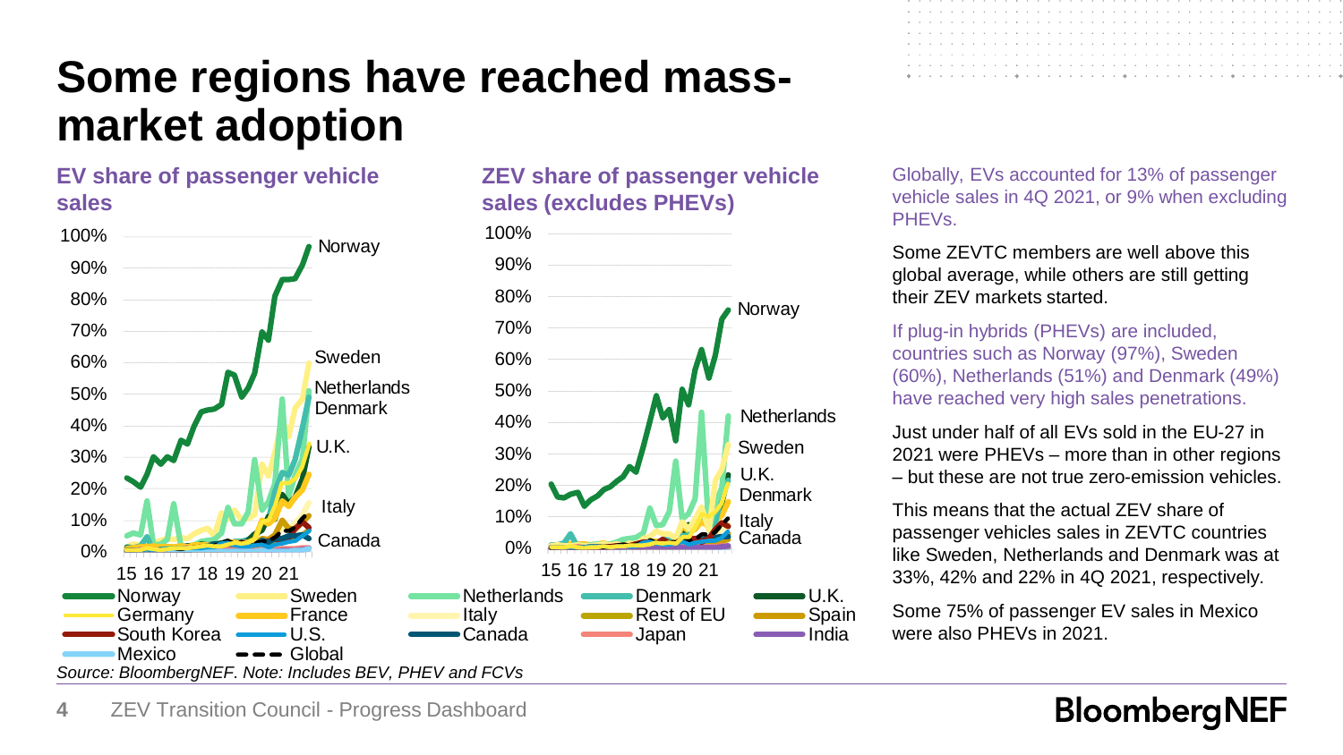# Some regions have reached mass-market adoption

## EV share of passenger vehicle sales

## ZEV share of passenger vehicle sales (excludes PHEVs)

Norway, Sweden, Netherlands, Denmark, U.K., Germany, France, Italy, Rest of EU, Spain, South Korea, U.S., Canada, Japan, India, Mexico, Global

*Source: BloombergNEF. Note: Includes BEV, PHEV and FCVs*

Globally, EVs accounted for 13% of passenger vehicle sales in 4Q 2021, or 9% when excluding PHEVs.

Some ZEVTC members are well above this global average, while others are still getting their ZEV markets started.

If plug-in hybrids (PHEVs) are included, countries such as Norway (97%), Sweden (60%), Netherlands (51%) and Denmark (49%) have reached very high sales penetrations.

Just under half of all EVs sold in the EU-27 in 2021 were PHEVs – more than in other regions – but these are not true zero-emission vehicles.

This means that the actual ZEV share of passenger vehicles sales in ZEVTC countries like Sweden, Netherlands and Denmark was at 33%, 42% and 22% in 4Q 2021, respectively.

Some 75% of passenger EV sales in Mexico were also PHEVs in 2021.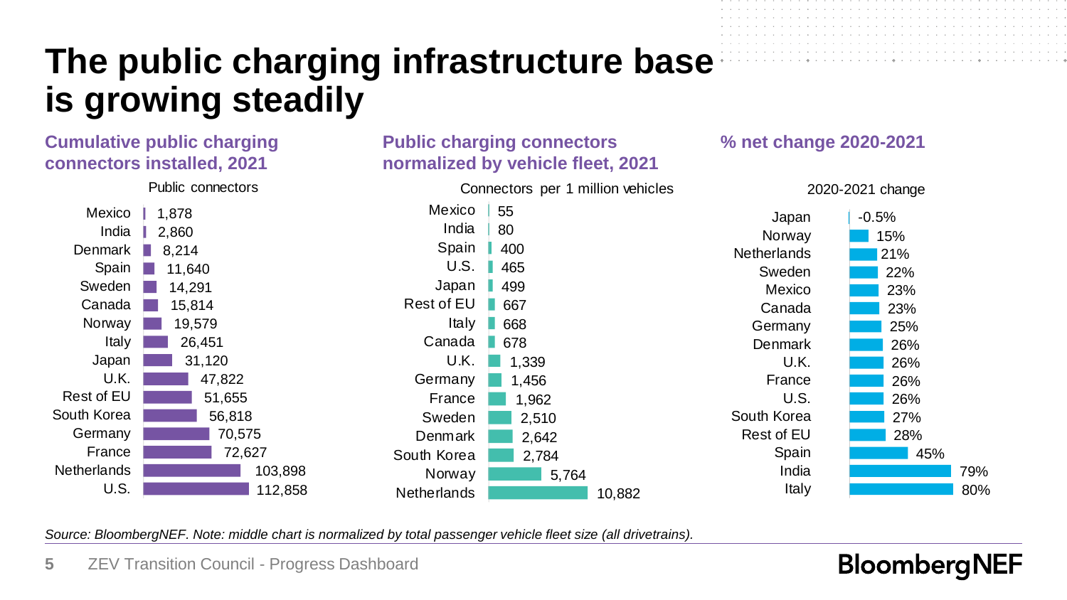# The public charging infrastructure base is growing steadily

### Cumulative public charging connectors installed, 2021

| Country | Public connectors |
|---|---|
| Mexico | 1,878 |
| India | 2,860 |
| Denmark | 8,214 |
| Spain | 11,640 |
| Sweden | 14,291 |
| Canada | 15,814 |
| Norway | 19,579 |
| Italy | 26,451 |
| Japan | 31,120 |
| U.K. | 47,822 |
| Rest of EU | 51,655 |
| South Korea | 56,818 |
| Germany | 70,575 |
| France | 72,627 |
| Netherlands | 103,898 |
| U.S. | 112,858 |

### Public charging connectors normalized by vehicle fleet, 2021

| Country | Connectors per 1 million vehicles |
|---|---|
| Mexico | 55 |
| India | 80 |
| Spain | 400 |
| U.S. | 465 |
| Japan | 499 |
| Rest of EU | 667 |
| Italy | 668 |
| Canada | 678 |
| U.K. | 1,339 |
| Germany | 1,456 |
| France | 1,962 |
| Sweden | 2,510 |
| Denmark | 2,642 |
| South Korea | 2,784 |
| Norway | 5,764 |
| Netherlands | 10,882 |

### % net change 2020-2021

| Country | 2020-2021 change |
|---|---|
| Japan | -0.5% |
| Norway | 15% |
| Netherlands | 21% |
| Sweden | 22% |
| Mexico | 23% |
| Canada | 23% |
| Germany | 25% |
| Denmark | 26% |
| U.K. | 26% |
| France | 26% |
| U.S. | 26% |
| South Korea | 27% |
| Rest of EU | 28% |
| Spain | 45% |
| India | 79% |
| Italy | 80% |

*Source: BloombergNEF. Note: middle chart is normalized by total passenger vehicle fleet size (all drivetrains).*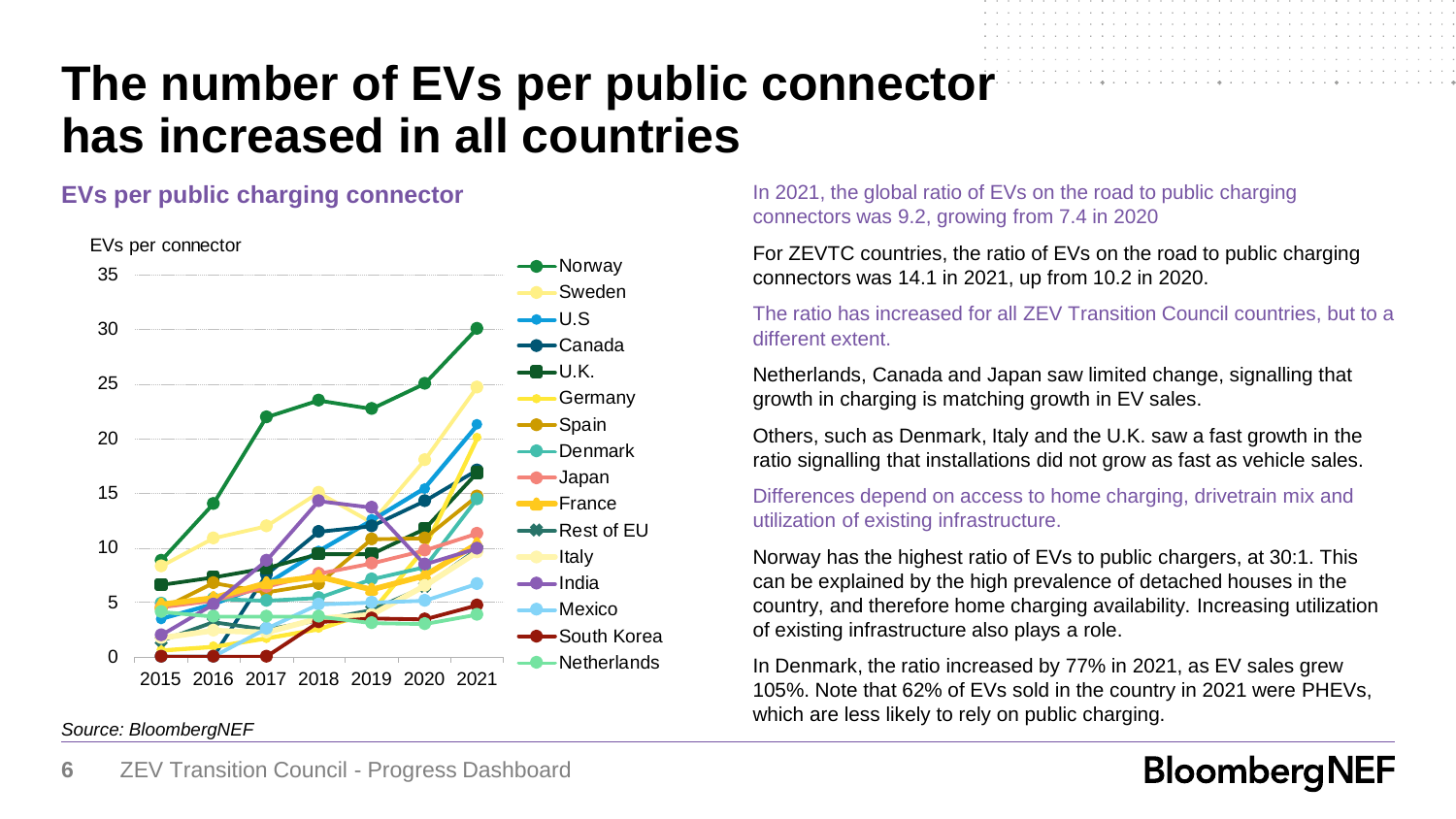# The number of EVs per public connector has increased in all countries

## EVs per public charging connector

*Source: BloombergNEF*

In 2021, the global ratio of EVs on the road to public charging connectors was 9.2, growing from 7.4 in 2020

For ZEVTC countries, the ratio of EVs on the road to public charging connectors was 14.1 in 2021, up from 10.2 in 2020.

The ratio has increased for all ZEV Transition Council countries, but to a different extent.

Netherlands, Canada and Japan saw limited change, signalling that growth in charging is matching growth in EV sales.

Others, such as Denmark, Italy and the U.K. saw a fast growth in the ratio signalling that installations did not grow as fast as vehicle sales.

Differences depend on access to home charging, drivetrain mix and utilization of existing infrastructure.

Norway has the highest ratio of EVs to public chargers, at 30:1. This can be explained by the high prevalence of detached houses in the country, and therefore home charging availability. Increasing utilization of existing infrastructure also plays a role.

In Denmark, the ratio increased by 77% in 2021, as EV sales grew 105%. Note that 62% of EVs sold in the country in 2021 were PHEVs, which are less likely to rely on public charging.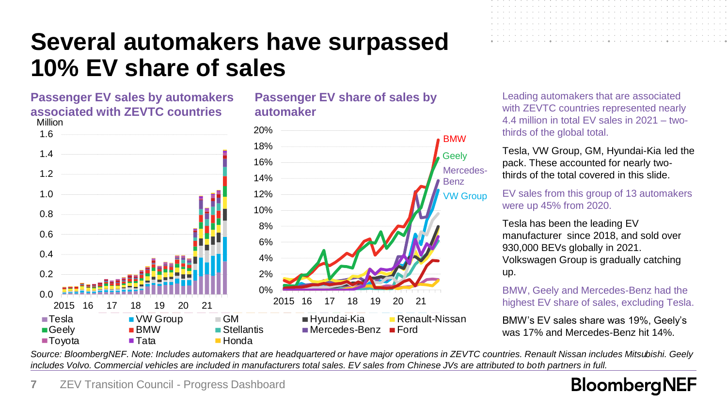# Several automakers have surpassed 10% EV share of sales

## Passenger EV sales by automakers associated with ZEVTC countries

Million

1.6
1.4
1.2
1.0
0.8
0.6
0.4
0.2
0.0

2015 16 17 18 19 20 21

## Passenger EV share of sales by automaker

20%
18%
16%
14%
12%
10%
8%
6%
4%
2%
0%

2015 16 17 18 19 20 21

BMW
Geely
Mercedes-Benz
VW Group

Tesla, VW Group, GM, Hyundai-Kia, Renault-Nissan, Geely, BMW, Stellantis, Mercedes-Benz, Ford, Toyota, Tata, Honda

Leading automakers that are associated with ZEVTC countries represented nearly 4.4 million in total EV sales in 2021 – two-thirds of the global total.

Tesla, VW Group, GM, Hyundai-Kia led the pack. These accounted for nearly two-thirds of the total covered in this slide.

EV sales from this group of 13 automakers were up 45% from 2020.

Tesla has been the leading EV manufacturer since 2018, and sold over 930,000 BEVs globally in 2021. Volkswagen Group is gradually catching up.

BMW, Geely and Mercedes-Benz had the highest EV share of sales, excluding Tesla.

BMW's EV sales share was 19%, Geely's was 17% and Mercedes-Benz hit 14%.

*Source: BloombergNEF. Note: Includes automakers that are headquartered or have major operations in ZEVTC countries. Renault Nissan includes Mitsubishi. Geely includes Volvo. Commercial vehicles are included in manufacturers total sales. EV sales from Chinese JVs are attributed to both partners in full.*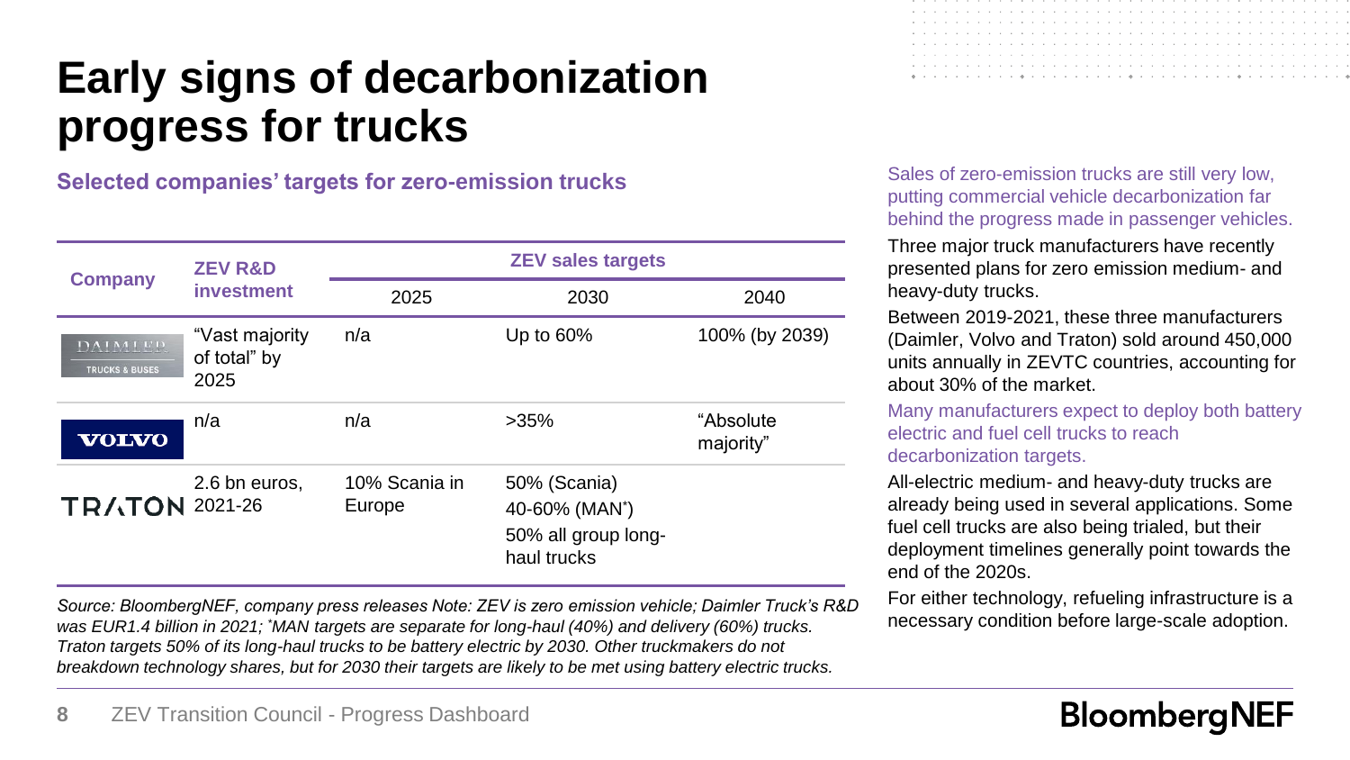# Early signs of decarbonization progress for trucks

### Selected companies' targets for zero-emission trucks

| Company | ZEV R&D investment | ZEV sales targets | | |
|---|---|---|---|---|
| | | 2025 | 2030 | 2040 |
| Daimler Trucks & Buses | "Vast majority of total" by 2025 | n/a | Up to 60% | 100% (by 2039) |
| Volvo | n/a | n/a | >35% | "Absolute majority" |
| Traton | 2.6 bn euros, 2021-26 | 10% Scania in Europe | 50% (Scania) 40-60% (MAN*) 50% all group long-haul trucks | |

*Source: BloombergNEF, company press releases Note: ZEV is zero emission vehicle; Daimler Truck's R&D was EUR1.4 billion in 2021; *MAN targets are separate for long-haul (40%) and delivery (60%) trucks. Traton targets 50% of its long-haul trucks to be battery electric by 2030. Other truckmakers do not breakdown technology shares, but for 2030 their targets are likely to be met using battery electric trucks.*

Sales of zero-emission trucks are still very low, putting commercial vehicle decarbonization far behind the progress made in passenger vehicles.

Three major truck manufacturers have recently presented plans for zero emission medium- and heavy-duty trucks.

Between 2019-2021, these three manufacturers (Daimler, Volvo and Traton) sold around 450,000 units annually in ZEVTC countries, accounting for about 30% of the market.

Many manufacturers expect to deploy both battery electric and fuel cell trucks to reach decarbonization targets.

All-electric medium- and heavy-duty trucks are already being used in several applications. Some fuel cell trucks are also being trialed, but their deployment timelines generally point towards the end of the 2020s.

For either technology, refueling infrastructure is a necessary condition before large-scale adoption.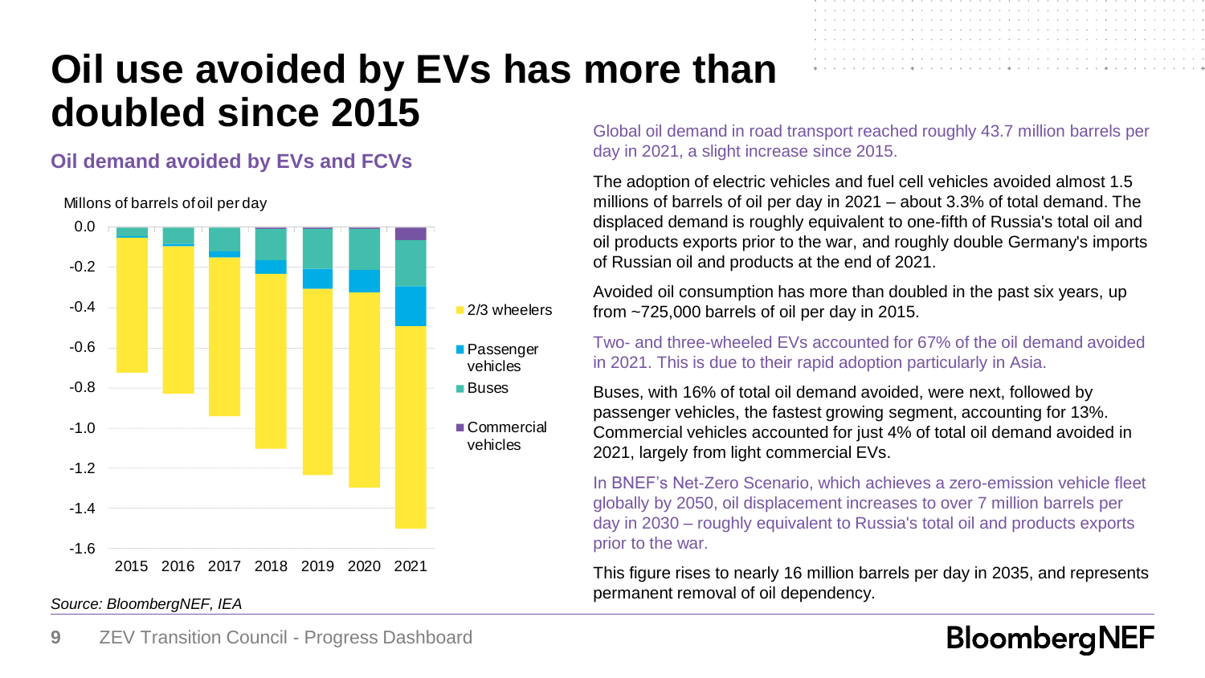# Oil use avoided by EVs has more than doubled since 2015

## Oil demand avoided by EVs and FCVs

Millons of barrels of oil per day

Legend: 2/3 wheelers, Passenger vehicles, Buses, Commercial vehicles

Years: 2015, 2016, 2017, 2018, 2019, 2020, 2021

Y-axis: 0.0, -0.2, -0.4, -0.6, -0.8, -1.0, -1.2, -1.4, -1.6

*Source: BloombergNEF, IEA*

Global oil demand in road transport reached roughly 43.7 million barrels per day in 2021, a slight increase since 2015.

The adoption of electric vehicles and fuel cell vehicles avoided almost 1.5 millions of barrels of oil per day in 2021 – about 3.3% of total demand. The displaced demand is roughly equivalent to one-fifth of Russia's total oil and oil products exports prior to the war, and roughly double Germany's imports of Russian oil and products at the end of 2021.

Avoided oil consumption has more than doubled in the past six years, up from ~725,000 barrels of oil per day in 2015.

Two- and three-wheeled EVs accounted for 67% of the oil demand avoided in 2021. This is due to their rapid adoption particularly in Asia.

Buses, with 16% of total oil demand avoided, were next, followed by passenger vehicles, the fastest growing segment, accounting for 13%. Commercial vehicles accounted for just 4% of total oil demand avoided in 2021, largely from light commercial EVs.

In BNEF's Net-Zero Scenario, which achieves a zero-emission vehicle fleet globally by 2050, oil displacement increases to over 7 million barrels per day in 2030 – roughly equivalent to Russia's total oil and products exports prior to the war.

This figure rises to nearly 16 million barrels per day in 2035, and represents permanent removal of oil dependency.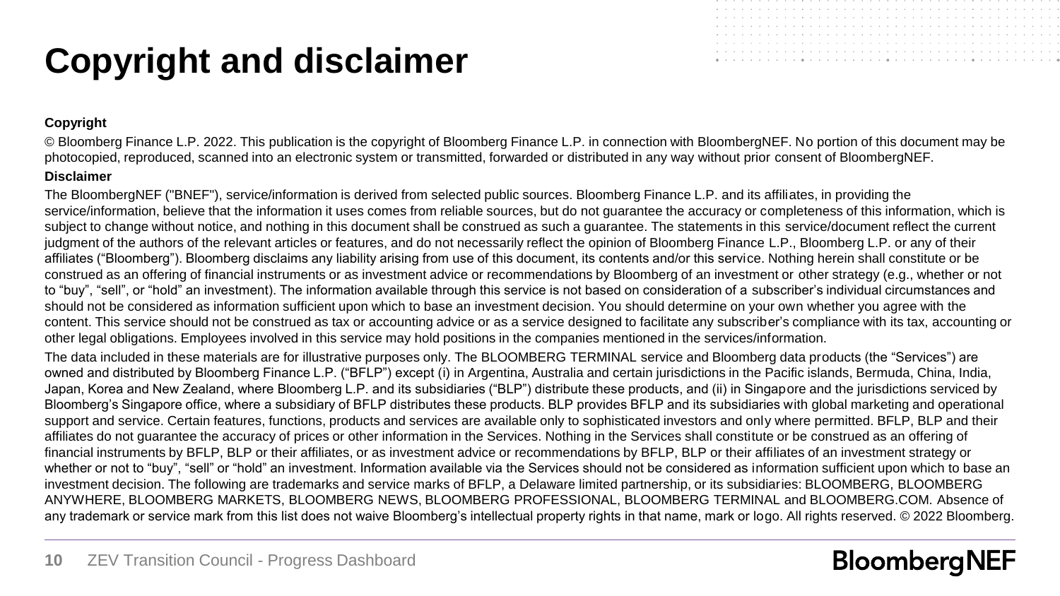# Copyright and disclaimer

**Copyright**

© Bloomberg Finance L.P. 2022. This publication is the copyright of Bloomberg Finance L.P. in connection with BloombergNEF. No portion of this document may be photocopied, reproduced, scanned into an electronic system or transmitted, forwarded or distributed in any way without prior consent of BloombergNEF.

**Disclaimer**

The BloombergNEF ("BNEF"), service/information is derived from selected public sources. Bloomberg Finance L.P. and its affiliates, in providing the service/information, believe that the information it uses comes from reliable sources, but do not guarantee the accuracy or completeness of this information, which is subject to change without notice, and nothing in this document shall be construed as such a guarantee. The statements in this service/document reflect the current judgment of the authors of the relevant articles or features, and do not necessarily reflect the opinion of Bloomberg Finance L.P., Bloomberg L.P. or any of their affiliates ("Bloomberg"). Bloomberg disclaims any liability arising from use of this document, its contents and/or this service. Nothing herein shall constitute or be construed as an offering of financial instruments or as investment advice or recommendations by Bloomberg of an investment or other strategy (e.g., whether or not to "buy", "sell", or "hold" an investment). The information available through this service is not based on consideration of a subscriber's individual circumstances and should not be considered as information sufficient upon which to base an investment decision. You should determine on your own whether you agree with the content. This service should not be construed as tax or accounting advice or as a service designed to facilitate any subscriber's compliance with its tax, accounting or other legal obligations. Employees involved in this service may hold positions in the companies mentioned in the services/information.

The data included in these materials are for illustrative purposes only. The BLOOMBERG TERMINAL service and Bloomberg data products (the "Services") are owned and distributed by Bloomberg Finance L.P. ("BFLP") except (i) in Argentina, Australia and certain jurisdictions in the Pacific islands, Bermuda, China, India, Japan, Korea and New Zealand, where Bloomberg L.P. and its subsidiaries ("BLP") distribute these products, and (ii) in Singapore and the jurisdictions serviced by Bloomberg's Singapore office, where a subsidiary of BFLP distributes these products. BLP provides BFLP and its subsidiaries with global marketing and operational support and service. Certain features, functions, products and services are available only to sophisticated investors and only where permitted. BFLP, BLP and their affiliates do not guarantee the accuracy of prices or other information in the Services. Nothing in the Services shall constitute or be construed as an offering of financial instruments by BFLP, BLP or their affiliates, or as investment advice or recommendations by BFLP, BLP or their affiliates of an investment strategy or whether or not to "buy", "sell" or "hold" an investment. Information available via the Services should not be considered as information sufficient upon which to base an investment decision. The following are trademarks and service marks of BFLP, a Delaware limited partnership, or its subsidiaries: BLOOMBERG, BLOOMBERG ANYWHERE, BLOOMBERG MARKETS, BLOOMBERG NEWS, BLOOMBERG PROFESSIONAL, BLOOMBERG TERMINAL and BLOOMBERG.COM. Absence of any trademark or service mark from this list does not waive Bloomberg's intellectual property rights in that name, mark or logo. All rights reserved. © 2022 Bloomberg.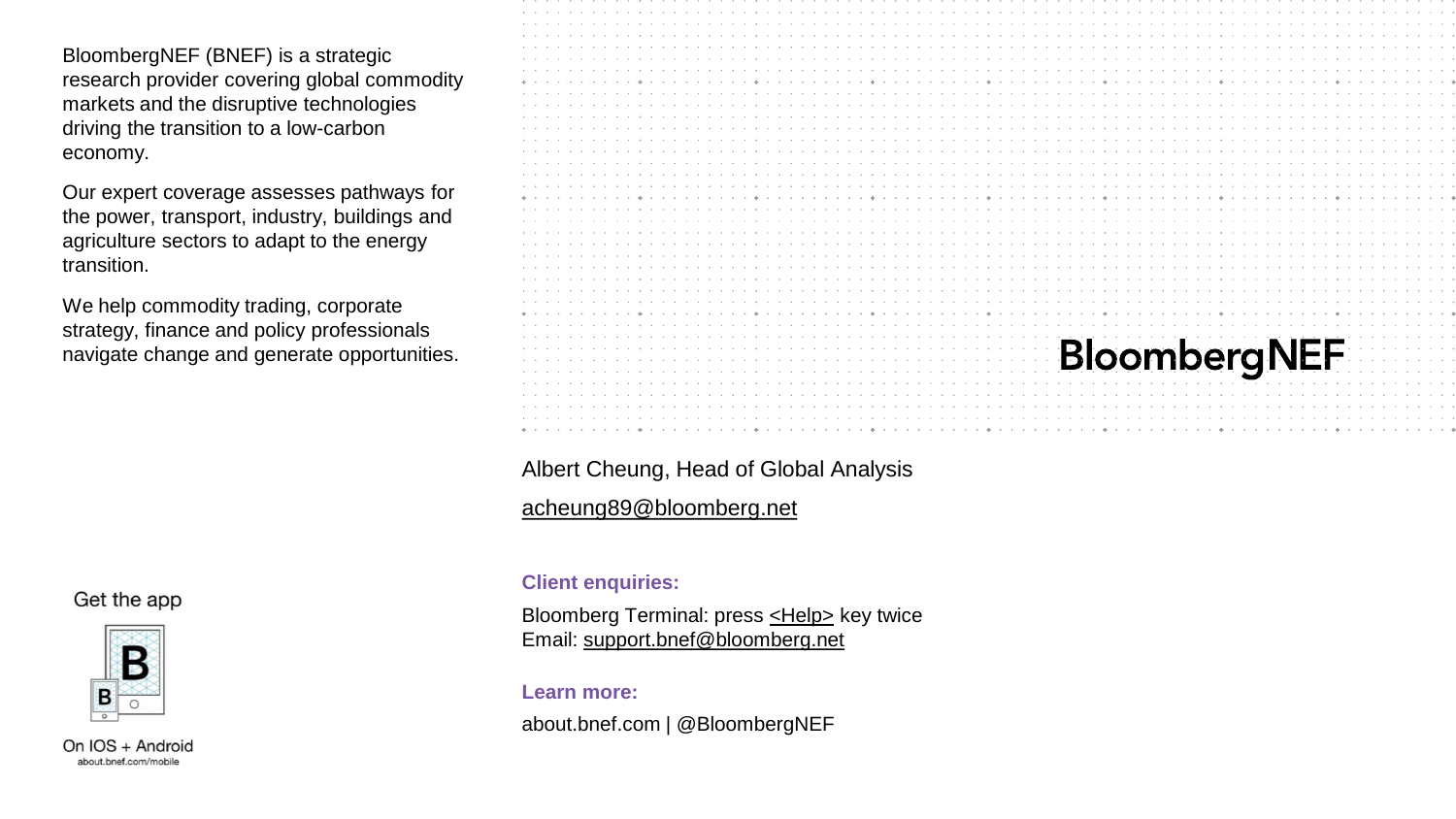BloombergNEF (BNEF) is a strategic research provider covering global commodity markets and the disruptive technologies driving the transition to a low-carbon economy.

Our expert coverage assesses pathways for the power, transport, industry, buildings and agriculture sectors to adapt to the energy transition.

We help commodity trading, corporate strategy, finance and policy professionals navigate change and generate opportunities.

BloombergNEF

Albert Cheung, Head of Global Analysis

acheung89@bloomberg.net

**Client enquiries:**

Bloomberg Terminal: press <Help> key twice
Email: support.bnef@bloomberg.net

**Learn more:**

about.bnef.com | @BloombergNEF

Get the app

On IOS + Android
about.bnef.com/mobile